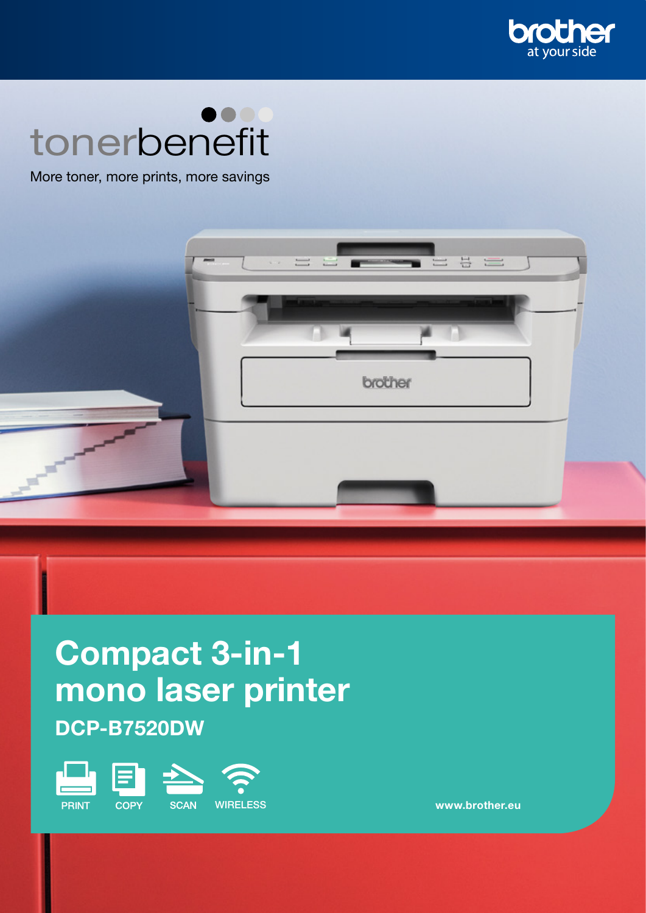brother
at your side

# tonerbenefit

More toner, more prints, more savings

# Compact 3-in-1 mono laser printer

## DCP-B7520DW

PRINT COPY SCAN WIRELESS

www.brother.eu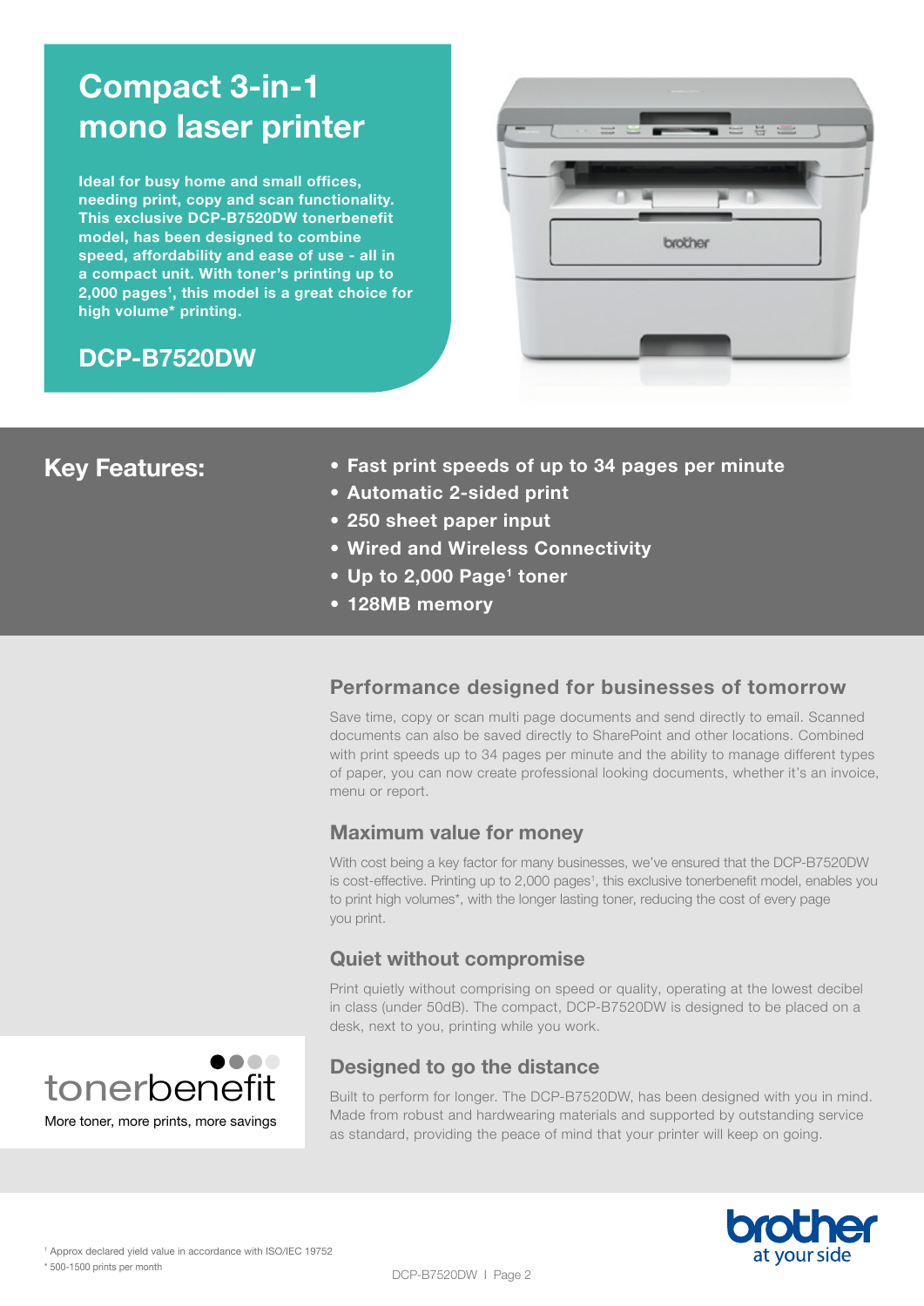# Compact 3-in-1 mono laser printer

**Ideal for busy home and small offices, needing print, copy and scan functionality. This exclusive DCP-B7520DW tonerbenefit model, has been designed to combine speed, affordability and ease of use - all in a compact unit. With toner's printing up to 2,000 pages[1], this model is a great choice for high volume* printing.**

## DCP-B7520DW

## Key Features:

- **Fast print speeds of up to 34 pages per minute**
- **Automatic 2-sided print**
- **250 sheet paper input**
- **Wired and Wireless Connectivity**
- **Up to 2,000 Page[1] toner**
- **128MB memory**

### Performance designed for businesses of tomorrow

Save time, copy or scan multi page documents and send directly to email. Scanned documents can also be saved directly to SharePoint and other locations. Combined with print speeds up to 34 pages per minute and the ability to manage different types of paper, you can now create professional looking documents, whether it's an invoice, menu or report.

### Maximum value for money

With cost being a key factor for many businesses, we've ensured that the DCP-B7520DW is cost-effective. Printing up to 2,000 pages[1], this exclusive tonerbenefit model, enables you to print high volumes*, with the longer lasting toner, reducing the cost of every page you print.

### Quiet without compromise

Print quietly without comprising on speed or quality, operating at the lowest decibel in class (under 50dB). The compact, DCP-B7520DW is designed to be placed on a desk, next to you, printing while you work.

### Designed to go the distance

Built to perform for longer. The DCP-B7520DW, has been designed with you in mind. Made from robust and hardwearing materials and supported by outstanding service as standard, providing the peace of mind that your printer will keep on going.

tonerbenefit

More toner, more prints, more savings

brother
at your side

[1] Approx declared yield value in accordance with ISO/IEC 19752

* 500-1500 prints per month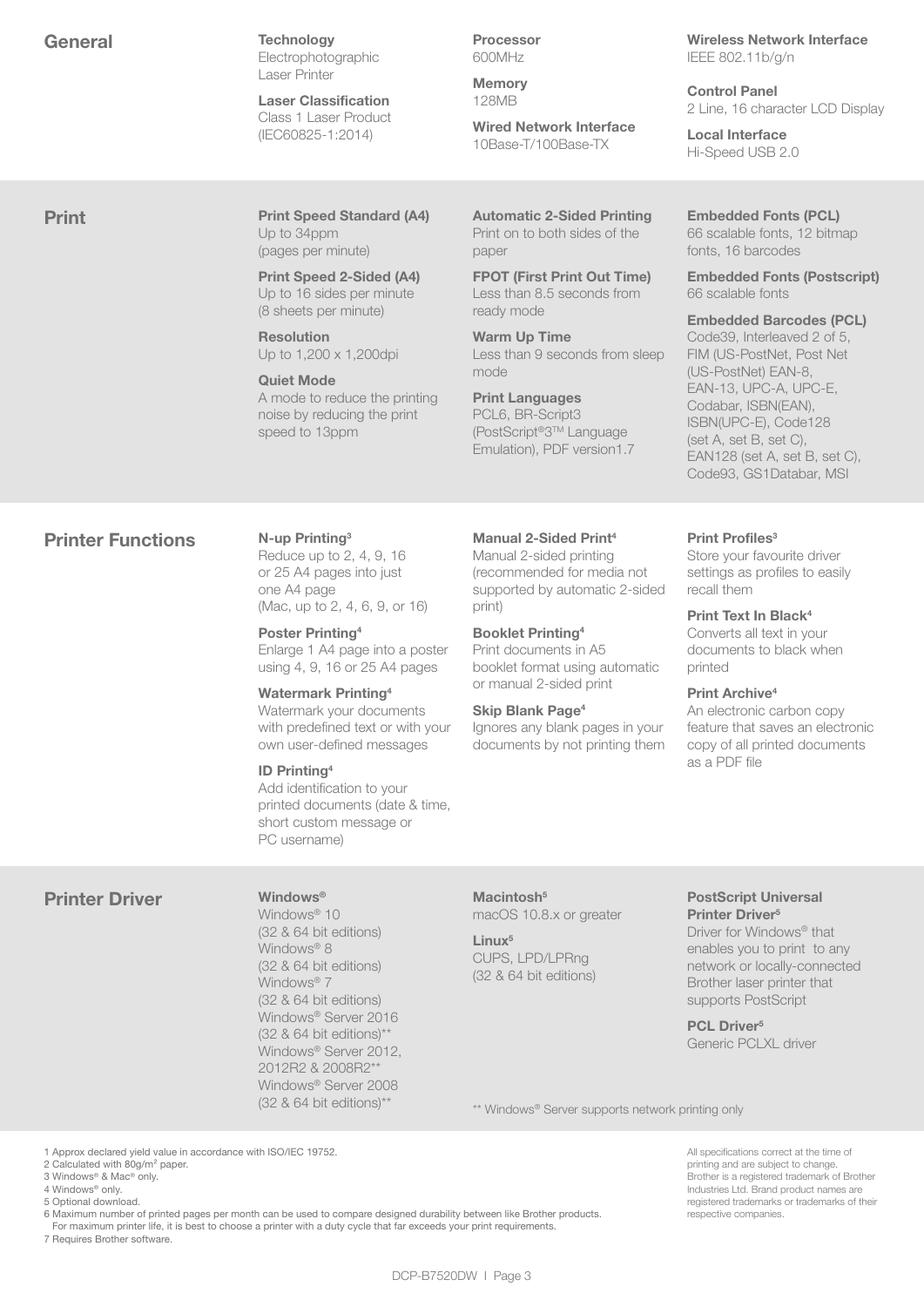## General

**Technology**
Electrophotographic Laser Printer

**Laser Classification**
Class 1 Laser Product (IEC60825-1:2014)

**Processor**
600MHz

**Memory**
128MB

**Wired Network Interface**
10Base-T/100Base-TX

**Wireless Network Interface**
IEEE 802.11b/g/n

**Control Panel**
2 Line, 16 character LCD Display

**Local Interface**
Hi-Speed USB 2.0

## Print

**Print Speed Standard (A4)**
Up to 34ppm (pages per minute)

**Print Speed 2-Sided (A4)**
Up to 16 sides per minute (8 sheets per minute)

**Resolution**
Up to 1,200 x 1,200dpi

**Quiet Mode**
A mode to reduce the printing noise by reducing the print speed to 13ppm

**Automatic 2-Sided Printing**
Print on to both sides of the paper

**FPOT (First Print Out Time)**
Less than 8.5 seconds from ready mode

**Warm Up Time**
Less than 9 seconds from sleep mode

**Print Languages**
PCL6, BR-Script3 (PostScript®3™ Language Emulation), PDF version1.7

**Embedded Fonts (PCL)**
66 scalable fonts, 12 bitmap fonts, 16 barcodes

**Embedded Fonts (Postscript)**
66 scalable fonts

**Embedded Barcodes (PCL)**
Code39, Interleaved 2 of 5, FIM (US-PostNet, Post Net (US-PostNet) EAN-8, EAN-13, UPC-A, UPC-E, Codabar, ISBN(EAN), ISBN(UPC-E), Code128 (set A, set B, set C), EAN128 (set A, set B, set C), Code93, GS1Databar, MSI

## Printer Functions

**N-up Printing[3]**
Reduce up to 2, 4, 9, 16 or 25 A4 pages into just one A4 page (Mac, up to 2, 4, 6, 9, or 16)

**Poster Printing[4]**
Enlarge 1 A4 page into a poster using 4, 9, 16 or 25 A4 pages

**Watermark Printing[4]**
Watermark your documents with predefined text or with your own user-defined messages

**ID Printing[4]**
Add identification to your printed documents (date & time, short custom message or PC username)

**Manual 2-Sided Print[4]**
Manual 2-sided printing (recommended for media not supported by automatic 2-sided print)

**Booklet Printing[4]**
Print documents in A5 booklet format using automatic or manual 2-sided print

**Skip Blank Page[4]**
Ignores any blank pages in your documents by not printing them

**Print Profiles[3]**
Store your favourite driver settings as profiles to easily recall them

**Print Text In Black[4]**
Converts all text in your documents to black when printed

**Print Archive[4]**
An electronic carbon copy feature that saves an electronic copy of all printed documents as a PDF file

## Printer Driver

**Windows®**
Windows® 10 (32 & 64 bit editions)
Windows® 8 (32 & 64 bit editions)
Windows® 7 (32 & 64 bit editions)
Windows® Server 2016 (32 & 64 bit editions)**
Windows® Server 2012, 2012R2 & 2008R2**
Windows® Server 2008 (32 & 64 bit editions)**

**Macintosh[5]**
macOS 10.8.x or greater

**Linux[5]**
CUPS, LPD/LPRng (32 & 64 bit editions)

**PostScript Universal Printer Driver[5]**
Driver for Windows® that enables you to print to any network or locally-connected Brother laser printer that supports PostScript

**PCL Driver[5]**
Generic PCLXL driver

** Windows® Server supports network printing only

1 Approx declared yield value in accordance with ISO/IEC 19752.
2 Calculated with 80g/m² paper.
3 Windows® & Mac® only.
4 Windows® only.
5 Optional download.
6 Maximum number of printed pages per month can be used to compare designed durability between like Brother products. For maximum printer life, it is best to choose a printer with a duty cycle that far exceeds your print requirements.
7 Requires Brother software.

All specifications correct at the time of printing and are subject to change. Brother is a registered trademark of Brother Industries Ltd. Brand product names are registered trademarks or trademarks of their respective companies.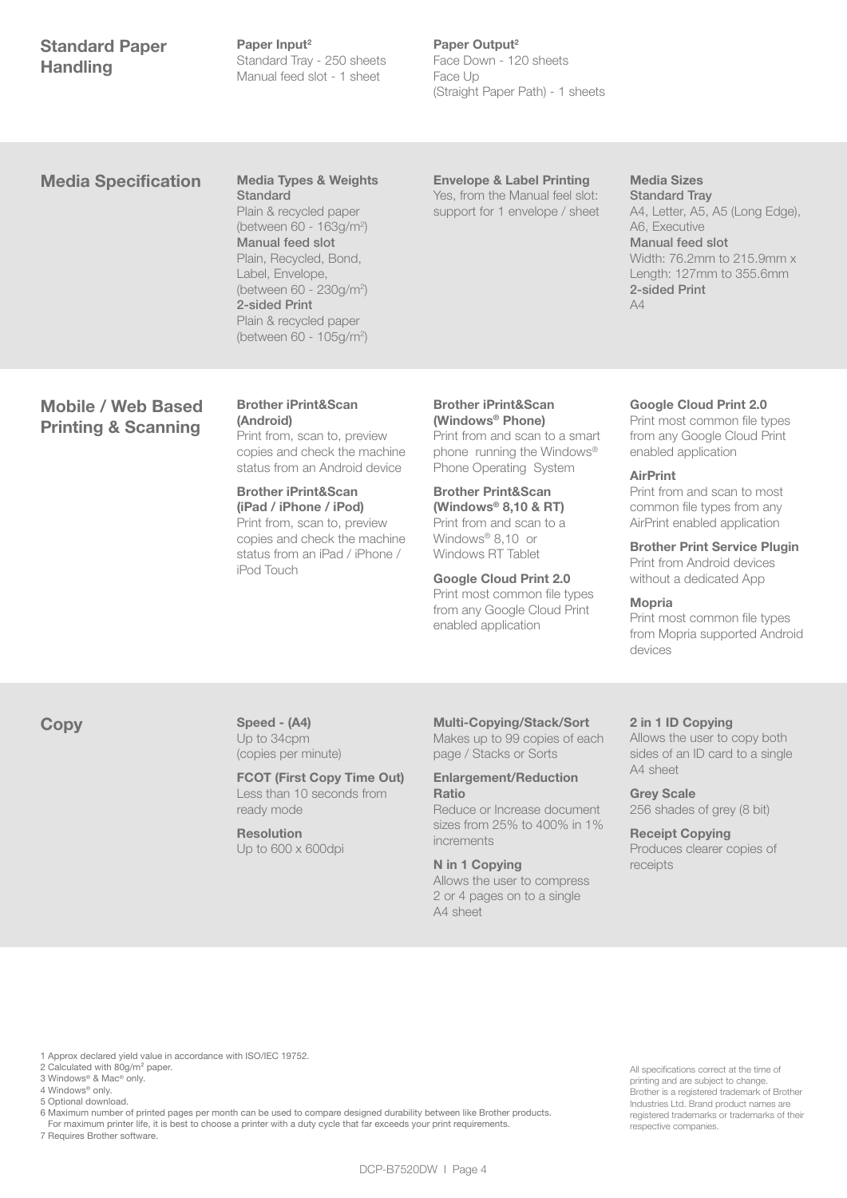## Standard Paper Handling

**Paper Input[2]**
Standard Tray - 250 sheets
Manual feed slot - 1 sheet

**Paper Output[2]**
Face Down - 120 sheets
Face Up
(Straight Paper Path) - 1 sheets

## Media Specification

**Media Types & Weights**
**Standard**
Plain & recycled paper
(between 60 - 163g/m$^2$)
**Manual feed slot**
Plain, Recycled, Bond, Label, Envelope,
(between 60 - 230g/m$^2$)
**2-sided Print**
Plain & recycled paper
(between 60 - 105g/m$^2$)

**Envelope & Label Printing**
Yes, from the Manual feel slot: support for 1 envelope / sheet

**Media Sizes**
**Standard Tray**
A4, Letter, A5, A5 (Long Edge), A6, Executive
**Manual feed slot**
Width: 76.2mm to 215.9mm x Length: 127mm to 355.6mm
**2-sided Print**
A4

## Mobile / Web Based Printing & Scanning

**Brother iPrint&Scan (Android)**
Print from, scan to, preview copies and check the machine status from an Android device

**Brother iPrint&Scan (iPad / iPhone / iPod)**
Print from, scan to, preview copies and check the machine status from an iPad / iPhone / iPod Touch

**Brother iPrint&Scan (Windows® Phone)**
Print from and scan to a smart phone running the Windows® Phone Operating System

**Brother Print&Scan (Windows® 8,10 & RT)**
Print from and scan to a Windows® 8,10 or Windows RT Tablet

**Google Cloud Print 2.0**
Print most common file types from any Google Cloud Print enabled application

**Google Cloud Print 2.0**
Print most common file types from any Google Cloud Print enabled application

**AirPrint**
Print from and scan to most common file types from any AirPrint enabled application

**Brother Print Service Plugin**
Print from Android devices without a dedicated App

**Mopria**
Print most common file types from Mopria supported Android devices

## Copy

**Speed - (A4)**
Up to 34cpm
(copies per minute)

**FCOT (First Copy Time Out)**
Less than 10 seconds from ready mode

**Resolution**
Up to 600 x 600dpi

**Multi-Copying/Stack/Sort**
Makes up to 99 copies of each page / Stacks or Sorts

**Enlargement/Reduction Ratio**
Reduce or Increase document sizes from 25% to 400% in 1% increments

**N in 1 Copying**
Allows the user to compress 2 or 4 pages on to a single A4 sheet

**2 in 1 ID Copying**
Allows the user to copy both sides of an ID card to a single A4 sheet

**Grey Scale**
256 shades of grey (8 bit)

**Receipt Copying**
Produces clearer copies of receipts

1 Approx declared yield value in accordance with ISO/IEC 19752.
2 Calculated with 80g/m$^2$ paper.
3 Windows® & Mac® only.
4 Windows® only.
5 Optional download.
6 Maximum number of printed pages per month can be used to compare designed durability between like Brother products. For maximum printer life, it is best to choose a printer with a duty cycle that far exceeds your print requirements.
7 Requires Brother software.

All specifications correct at the time of printing and are subject to change. Brother is a registered trademark of Brother Industries Ltd. Brand product names are registered trademarks or trademarks of their respective companies.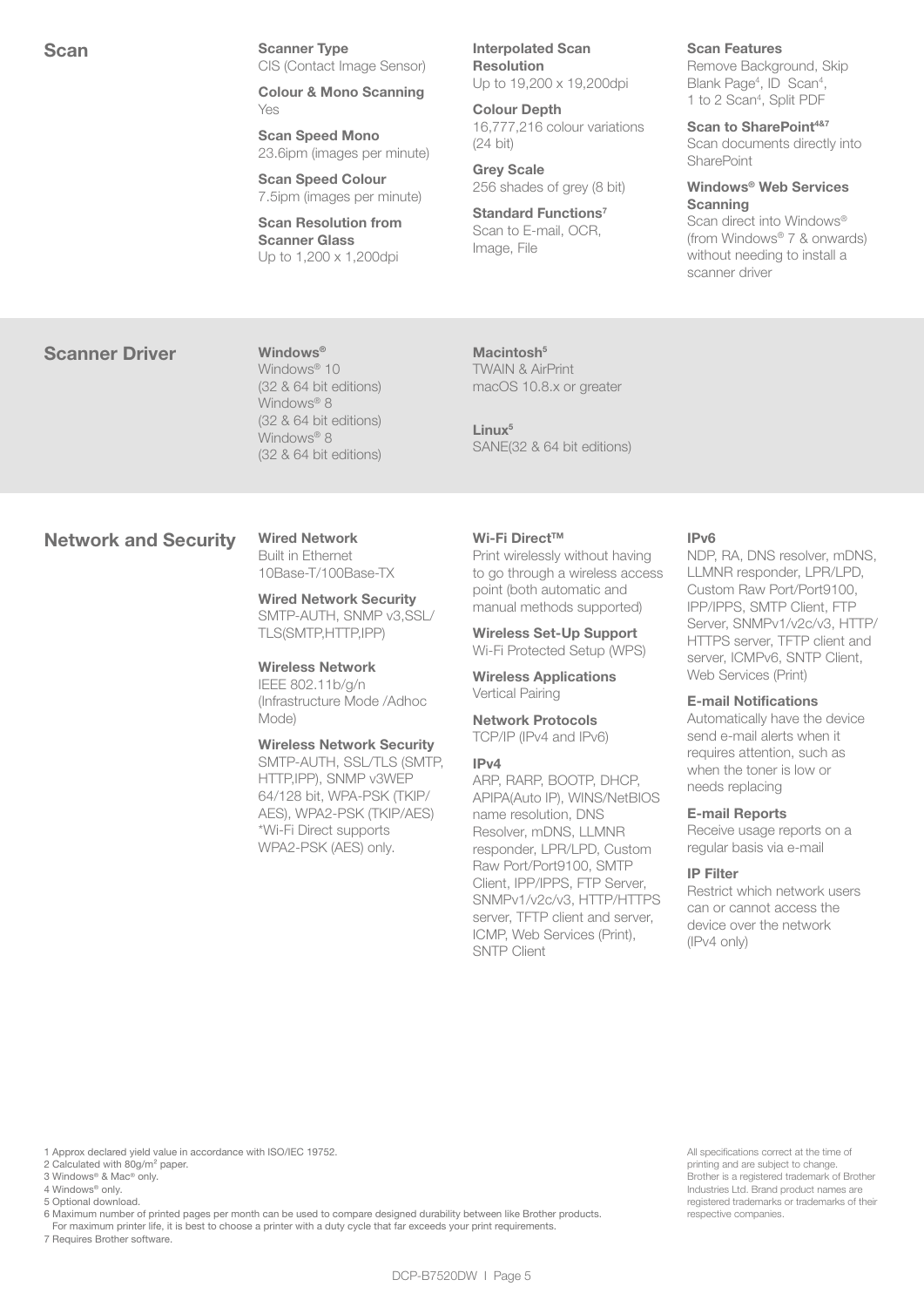## Scan

**Scanner Type**
CIS (Contact Image Sensor)

**Colour & Mono Scanning**
Yes

**Scan Speed Mono**
23.6ipm (images per minute)

**Scan Speed Colour**
7.5ipm (images per minute)

**Scan Resolution from Scanner Glass**
Up to 1,200 x 1,200dpi

**Interpolated Scan Resolution**
Up to 19,200 x 19,200dpi

**Colour Depth**
16,777,216 colour variations (24 bit)

**Grey Scale**
256 shades of grey (8 bit)

**Standard Functions[7]**
Scan to E-mail, OCR, Image, File

**Scan Features**
Remove Background, Skip Blank Page[4], ID Scan[4], 1 to 2 Scan[4], Split PDF

**Scan to SharePoint[4&7]**
Scan documents directly into SharePoint

**Windows® Web Services Scanning**
Scan direct into Windows® (from Windows® 7 & onwards) without needing to install a scanner driver

## Scanner Driver

**Windows®**
Windows® 10
(32 & 64 bit editions)
Windows® 8
(32 & 64 bit editions)
Windows® 8
(32 & 64 bit editions)

**Macintosh[5]**
TWAIN & AirPrint
macOS 10.8.x or greater

**Linux[5]**
SANE(32 & 64 bit editions)

## Network and Security

**Wired Network**
Built in Ethernet
10Base-T/100Base-TX

**Wired Network Security**
SMTP-AUTH, SNMP v3,SSL/TLS(SMTP,HTTP,IPP)

**Wireless Network**
IEEE 802.11b/g/n
(Infrastructure Mode /Adhoc Mode)

**Wireless Network Security**
SMTP-AUTH, SSL/TLS (SMTP, HTTP,IPP), SNMP v3WEP 64/128 bit, WPA-PSK (TKIP/AES), WPA2-PSK (TKIP/AES)
*Wi-Fi Direct supports WPA2-PSK (AES) only.

**Wi-Fi Direct™**
Print wirelessly without having to go through a wireless access point (both automatic and manual methods supported)

**Wireless Set-Up Support**
Wi-Fi Protected Setup (WPS)

**Wireless Applications**
Vertical Pairing

**Network Protocols**
TCP/IP (IPv4 and IPv6)

**IPv4**
ARP, RARP, BOOTP, DHCP, APIPA(Auto IP), WINS/NetBIOS name resolution, DNS Resolver, mDNS, LLMNR responder, LPR/LPD, Custom Raw Port/Port9100, SMTP Client, IPP/IPPS, FTP Server, SNMPv1/v2c/v3, HTTP/HTTPS server, TFTP client and server, ICMP, Web Services (Print), SNTP Client

**IPv6**
NDP, RA, DNS resolver, mDNS, LLMNR responder, LPR/LPD, Custom Raw Port/Port9100, IPP/IPPS, SMTP Client, FTP Server, SNMPv1/v2c/v3, HTTP/HTTPS server, TFTP client and server, ICMPv6, SNTP Client, Web Services (Print)

**E-mail Notifications**
Automatically have the device send e-mail alerts when it requires attention, such as when the toner is low or needs replacing

**E-mail Reports**
Receive usage reports on a regular basis via e-mail

**IP Filter**
Restrict which network users can or cannot access the device over the network (IPv4 only)

1 Approx declared yield value in accordance with ISO/IEC 19752.
2 Calculated with 80g/m² paper.
3 Windows® & Mac® only.
4 Windows® only.
5 Optional download.
6 Maximum number of printed pages per month can be used to compare designed durability between like Brother products. For maximum printer life, it is best to choose a printer with a duty cycle that far exceeds your print requirements.
7 Requires Brother software.

All specifications correct at the time of printing and are subject to change. Brother is a registered trademark of Brother Industries Ltd. Brand product names are registered trademarks or trademarks of their respective companies.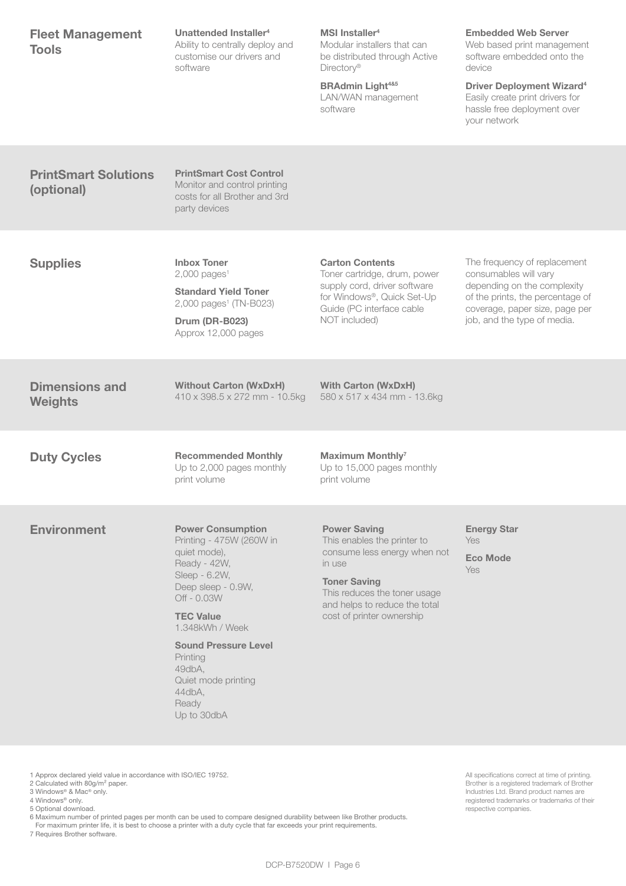## Fleet Management Tools

**Unattended Installer[4]**
Ability to centrally deploy and customise our drivers and software

**MSI Installer[4]**
Modular installers that can be distributed through Active Directory®

**BRAdmin Light[4&5]**
LAN/WAN management software

**Embedded Web Server**
Web based print management software embedded onto the device

**Driver Deployment Wizard[4]**
Easily create print drivers for hassle free deployment over your network

## PrintSmart Solutions (optional)

**PrintSmart Cost Control**
Monitor and control printing costs for all Brother and 3rd party devices

## Supplies

**Inbox Toner**
2,000 pages[1]

**Standard Yield Toner**
2,000 pages[1] (TN-B023)

**Drum (DR-B023)**
Approx 12,000 pages

**Carton Contents**
Toner cartridge, drum, power supply cord, driver software for Windows®, Quick Set-Up Guide (PC interface cable NOT included)

The frequency of replacement consumables will vary depending on the complexity of the prints, the percentage of coverage, paper size, page per job, and the type of media.

## Dimensions and Weights

**Without Carton (WxDxH)**
410 x 398.5 x 272 mm - 10.5kg

**With Carton (WxDxH)**
580 x 517 x 434 mm - 13.6kg

## Duty Cycles

**Recommended Monthly**
Up to 2,000 pages monthly print volume

**Maximum Monthly[7]**
Up to 15,000 pages monthly print volume

## Environment

**Power Consumption**
Printing - 475W (260W in quiet mode),
Ready - 42W,
Sleep - 6.2W,
Deep sleep - 0.9W,
Off - 0.03W

**TEC Value**
1.348kWh / Week

**Sound Pressure Level**
Printing
49dbA,
Quiet mode printing
44dbA,
Ready
Up to 30dbA

**Power Saving**
This enables the printer to consume less energy when not in use

**Toner Saving**
This reduces the toner usage and helps to reduce the total cost of printer ownership

**Energy Star**
Yes

**Eco Mode**
Yes

1 Approx declared yield value in accordance with ISO/IEC 19752.
2 Calculated with 80g/m² paper.
3 Windows® & Mac® only.
4 Windows® only.
5 Optional download.
6 Maximum number of printed pages per month can be used to compare designed durability between like Brother products. For maximum printer life, it is best to choose a printer with a duty cycle that far exceeds your print requirements.
7 Requires Brother software.

All specifications correct at time of printing. Brother is a registered trademark of Brother Industries Ltd. Brand product names are registered trademarks or trademarks of their respective companies.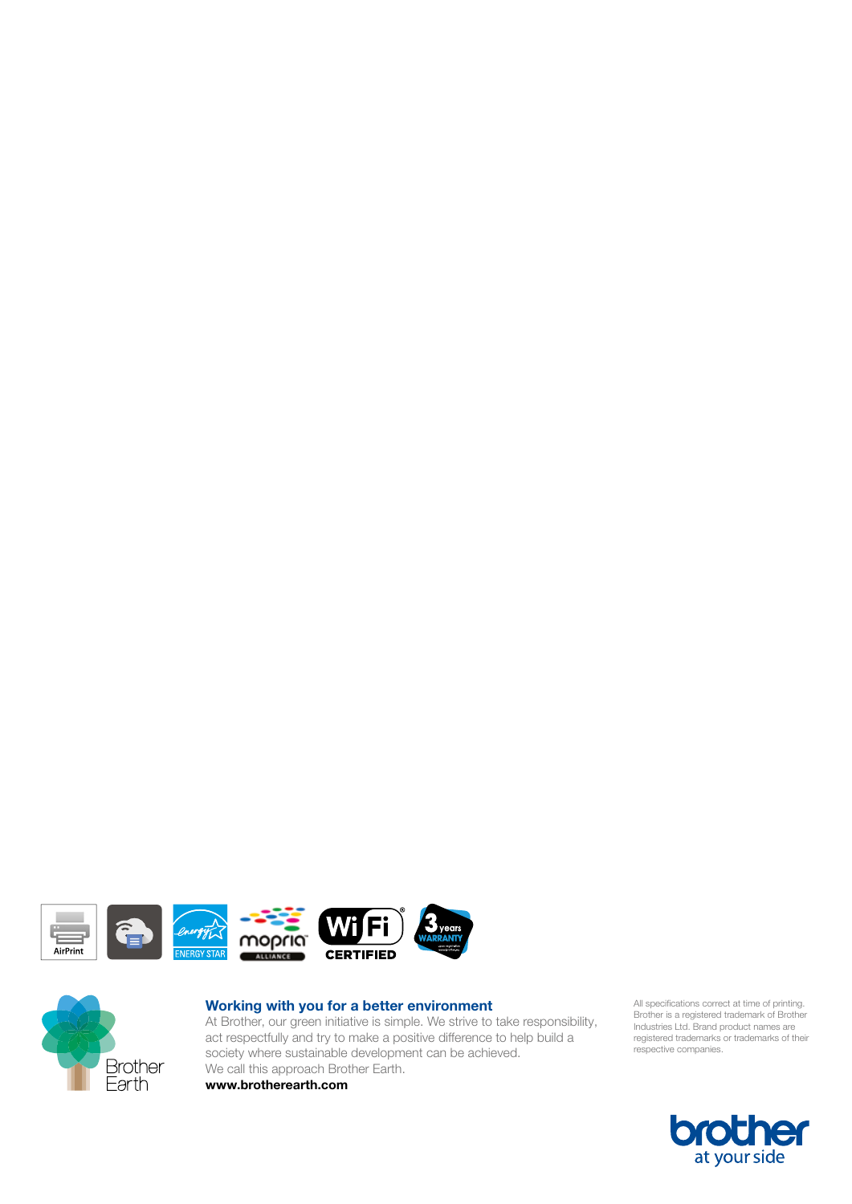## Working with you for a better environment

At Brother, our green initiative is simple. We strive to take responsibility, act respectfully and try to make a positive difference to help build a society where sustainable development can be achieved.
We call this approach Brother Earth.
**www.brotherearth.com**

All specifications correct at time of printing. Brother is a registered trademark of Brother Industries Ltd. Brand product names are registered trademarks or trademarks of their respective companies.